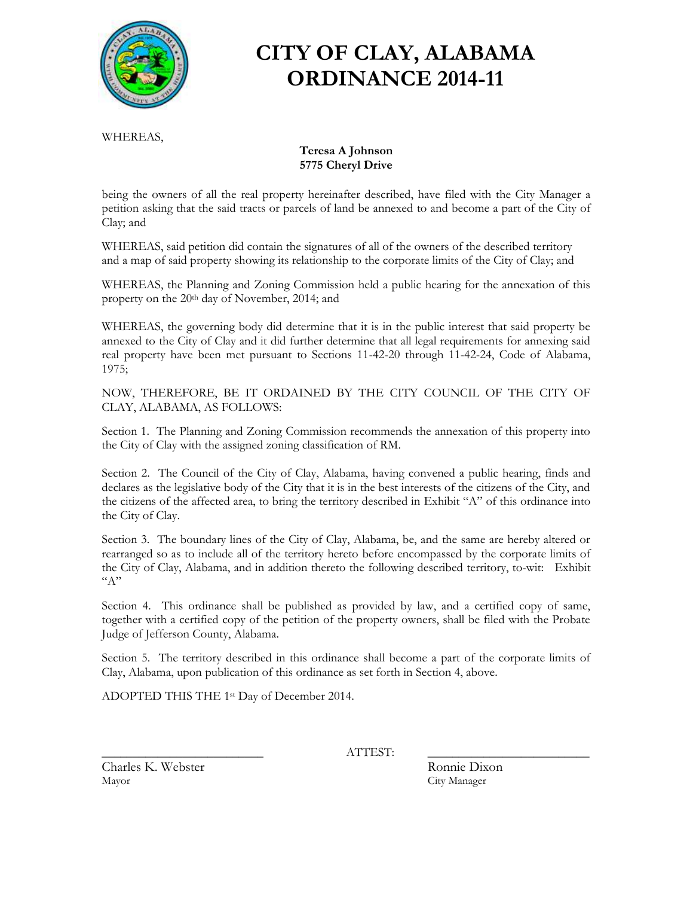# CITY OF CLAY, ALABAMA
# ORDINANCE 2014-11

WHEREAS,

**Teresa A Johnson**
**5775 Cheryl Drive**

being the owners of all the real property hereinafter described, have filed with the City Manager a petition asking that the said tracts or parcels of land be annexed to and become a part of the City of Clay; and

WHEREAS, said petition did contain the signatures of all of the owners of the described territory and a map of said property showing its relationship to the corporate limits of the City of Clay; and

WHEREAS, the Planning and Zoning Commission held a public hearing for the annexation of this property on the 20th day of November, 2014; and

WHEREAS, the governing body did determine that it is in the public interest that said property be annexed to the City of Clay and it did further determine that all legal requirements for annexing said real property have been met pursuant to Sections 11-42-20 through 11-42-24, Code of Alabama, 1975;

NOW, THEREFORE, BE IT ORDAINED BY THE CITY COUNCIL OF THE CITY OF CLAY, ALABAMA, AS FOLLOWS:

Section 1. The Planning and Zoning Commission recommends the annexation of this property into the City of Clay with the assigned zoning classification of RM.

Section 2. The Council of the City of Clay, Alabama, having convened a public hearing, finds and declares as the legislative body of the City that it is in the best interests of the citizens of the City, and the citizens of the affected area, to bring the territory described in Exhibit "A" of this ordinance into the City of Clay.

Section 3. The boundary lines of the City of Clay, Alabama, be, and the same are hereby altered or rearranged so as to include all of the territory hereto before encompassed by the corporate limits of the City of Clay, Alabama, and in addition thereto the following described territory, to-wit: Exhibit "A"

Section 4. This ordinance shall be published as provided by law, and a certified copy of same, together with a certified copy of the petition of the property owners, shall be filed with the Probate Judge of Jefferson County, Alabama.

Section 5. The territory described in this ordinance shall become a part of the corporate limits of Clay, Alabama, upon publication of this ordinance as set forth in Section 4, above.

ADOPTED THIS THE 1st Day of December 2014.

\_\_\_\_\_\_\_\_\_\_\_\_\_\_\_\_\_\_\_\_\_\_\_\_\_ ATTEST: \_\_\_\_\_\_\_\_\_\_\_\_\_\_\_\_\_\_\_\_\_\_\_\_\_

Charles K. Webster
Mayor

Ronnie Dixon
City Manager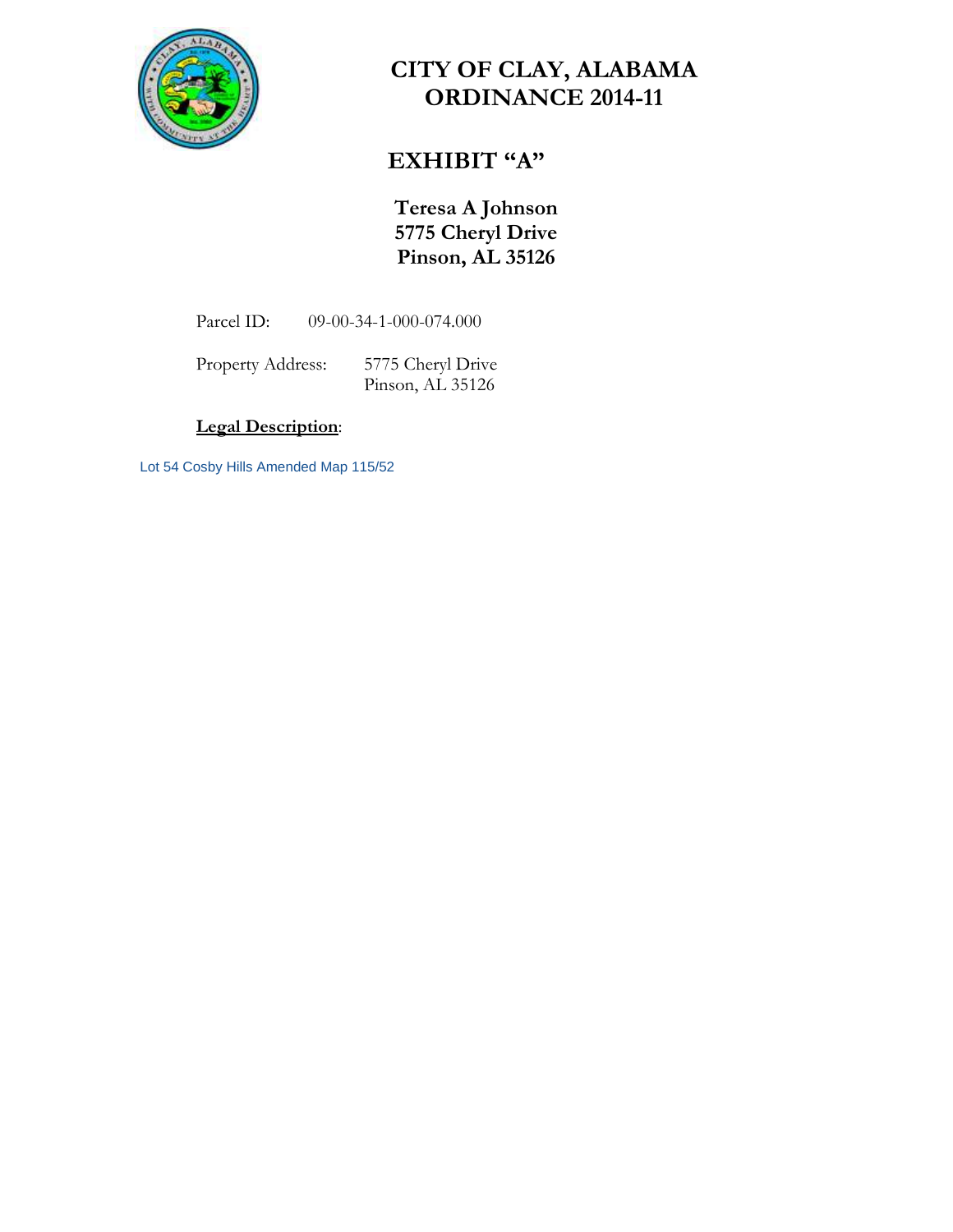# CITY OF CLAY, ALABAMA
# ORDINANCE 2014-11

## EXHIBIT "A"

**Teresa A Johnson**
**5775 Cheryl Drive**
**Pinson, AL 35126**

Parcel ID: 09-00-34-1-000-074.000

Property Address: 5775 Cheryl Drive
Pinson, AL 35126

**Legal Description**:

Lot 54 Cosby Hills Amended Map 115/52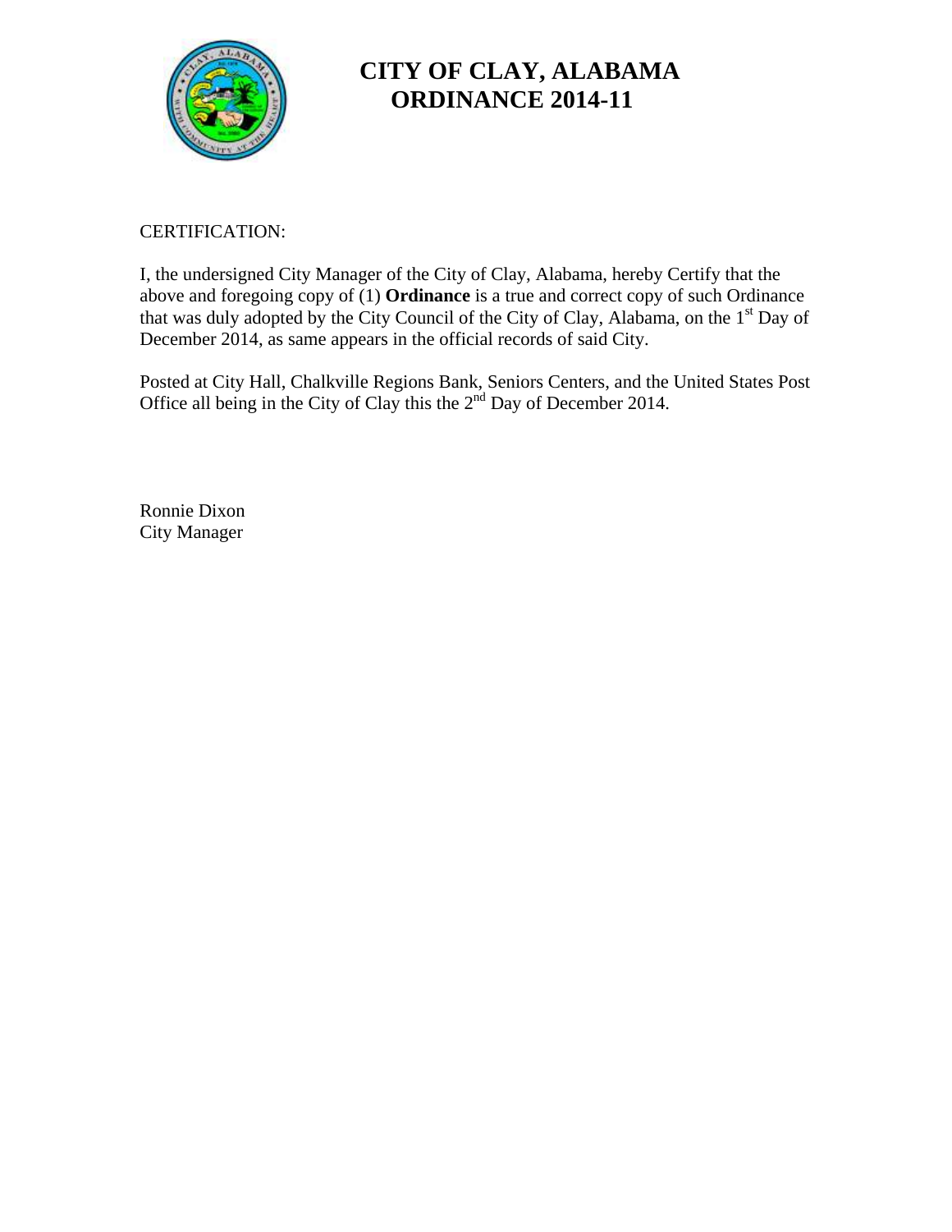# CITY OF CLAY, ALABAMA
# ORDINANCE 2014-11

CERTIFICATION:

I, the undersigned City Manager of the City of Clay, Alabama, hereby Certify that the above and foregoing copy of (1) **Ordinance** is a true and correct copy of such Ordinance that was duly adopted by the City Council of the City of Clay, Alabama, on the 1st Day of December 2014, as same appears in the official records of said City.

Posted at City Hall, Chalkville Regions Bank, Seniors Centers, and the United States Post Office all being in the City of Clay this the 2nd Day of December 2014.

Ronnie Dixon
City Manager